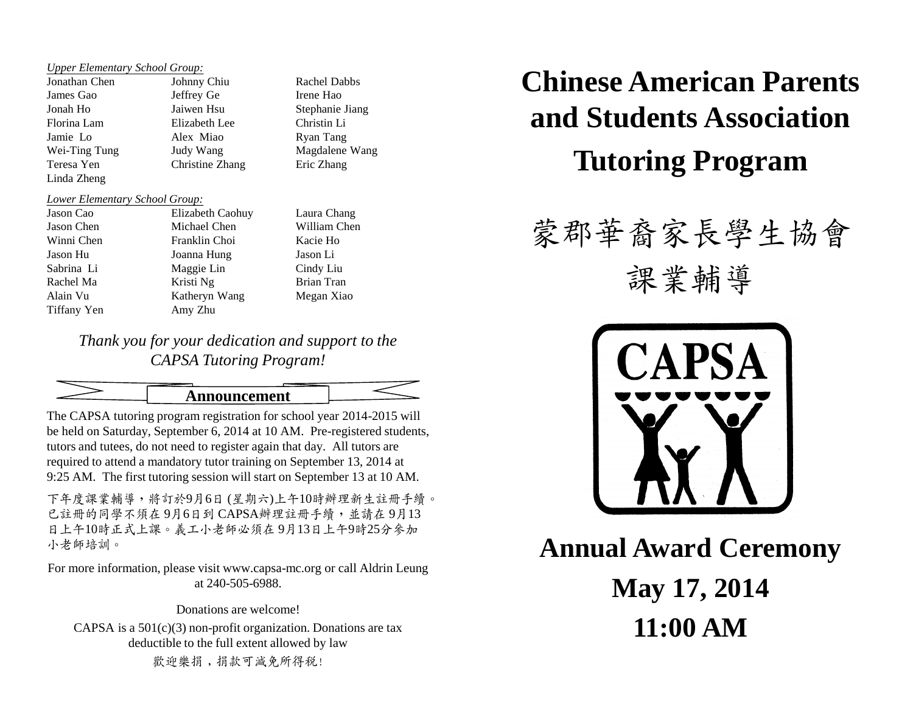*Upper Elementary School Group:*

| | | |
|---|---|---|
| Jonathan Chen | Johnny Chiu | Rachel Dabbs |
| James Gao | Jeffrey Ge | Irene Hao |
| Jonah Ho | Jaiwen Hsu | Stephanie Jiang |
| Florina Lam | Elizabeth Lee | Christin Li |
| Jamie Lo | Alex Miao | Ryan Tang |
| Wei-Ting Tung | Judy Wang | Magdalene Wang |
| Teresa Yen | Christine Zhang | Eric Zhang |
| Linda Zheng | | |

*Lower Elementary School Group:*

| | | |
|---|---|---|
| Jason Cao | Elizabeth Caohuy | Laura Chang |
| Jason Chen | Michael Chen | William Chen |
| Winni Chen | Franklin Choi | Kacie Ho |
| Jason Hu | Joanna Hung | Jason Li |
| Sabrina Li | Maggie Lin | Cindy Liu |
| Rachel Ma | Kristi Ng | Brian Tran |
| Alain Vu | Katheryn Wang | Megan Xiao |
| Tiffany Yen | Amy Zhu | |

*Thank you for your dedication and support to the CAPSA Tutoring Program!*

**Announcement**

The CAPSA tutoring program registration for school year 2014-2015 will be held on Saturday, September 6, 2014 at 10 AM. Pre-registered students, tutors and tutees, do not need to register again that day. All tutors are required to attend a mandatory tutor training on September 13, 2014 at 9:25 AM. The first tutoring session will start on September 13 at 10 AM.

下年度課業輔導，將訂於9月6日 (星期六)上午10時辦理新生註冊手續。已註冊的同學不須在 9月6日到 CAPSA辦理註冊手續，並請在 9月13日上午10時正式上課。義工小老師必須在 9月13日上午9時25分參加小老師培訓。

For more information, please visit www.capsa-mc.org or call Aldrin Leung at 240-505-6988.

Donations are welcome!

CAPSA is a 501(c)(3) non-profit organization. Donations are tax deductible to the full extent allowed by law

歡迎樂捐，捐款可減免所得稅!

# Chinese American Parents and Students Association Tutoring Program

# 蒙郡華裔家長學生協會 課業輔導

CAPSA

# Annual Award Ceremony

## May 17, 2014

## 11:00 AM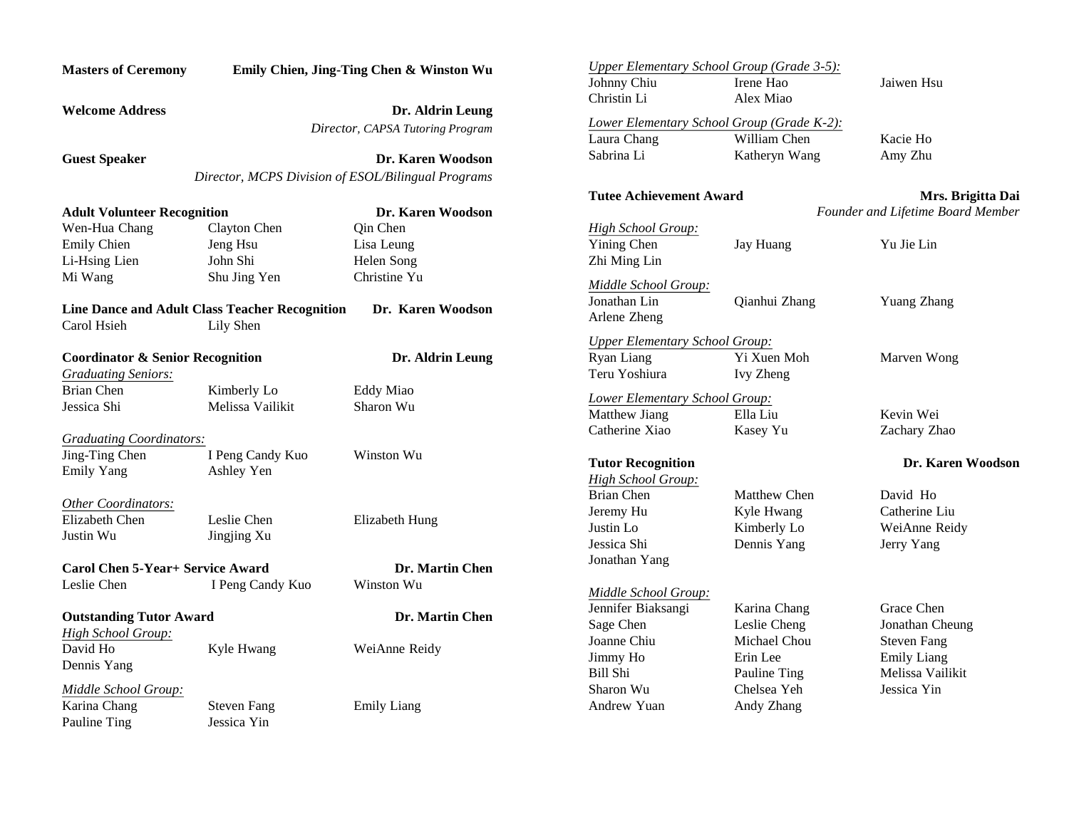**Masters of Ceremony** — **Emily Chien, Jing-Ting Chen & Winston Wu**

**Welcome Address** — **Dr. Aldrin Leung**
*Director, CAPSA Tutoring Program*

**Guest Speaker** — **Dr. Karen Woodson**
*Director, MCPS Division of ESOL/Bilingual Programs*

**Adult Volunteer Recognition** — **Dr. Karen Woodson**

| | | |
|---|---|---|
| Wen-Hua Chang | Clayton Chen | Qin Chen |
| Emily Chien | Jeng Hsu | Lisa Leung |
| Li-Hsing Lien | John Shi | Helen Song |
| Mi Wang | Shu Jing Yen | Christine Yu |

**Line Dance and Adult Class Teacher Recognition** — **Dr. Karen Woodson**

| | |
|---|---|
| Carol Hsieh | Lily Shen |

**Coordinator & Senior Recognition** — **Dr. Aldrin Leung**

*Graduating Seniors:*

| | | |
|---|---|---|
| Brian Chen | Kimberly Lo | Eddy Miao |
| Jessica Shi | Melissa Vailikit | Sharon Wu |

*Graduating Coordinators:*

| | | |
|---|---|---|
| Jing-Ting Chen | I Peng Candy Kuo | Winston Wu |
| Emily Yang | Ashley Yen | |

*Other Coordinators:*

| | | |
|---|---|---|
| Elizabeth Chen | Leslie Chen | Elizabeth Hung |
| Justin Wu | Jingjing Xu | |

**Carol Chen 5-Year+ Service Award** — **Dr. Martin Chen**

| | | |
|---|---|---|
| Leslie Chen | I Peng Candy Kuo | Winston Wu |

**Outstanding Tutor Award** — **Dr. Martin Chen**

*High School Group:*

| | | |
|---|---|---|
| David Ho | Kyle Hwang | WeiAnne Reidy |
| Dennis Yang | | |

*Middle School Group:*

| | | |
|---|---|---|
| Karina Chang | Steven Fang | Emily Liang |
| Pauline Ting | Jessica Yin | |

*Upper Elementary School Group (Grade 3-5):*

| | | |
|---|---|---|
| Johnny Chiu | Irene Hao | Jaiwen Hsu |
| Christin Li | Alex Miao | |

*Lower Elementary School Group (Grade K-2):*

| | | |
|---|---|---|
| Laura Chang | William Chen | Kacie Ho |
| Sabrina Li | Katheryn Wang | Amy Zhu |

**Tutee Achievement Award** — **Mrs. Brigitta Dai**
*Founder and Lifetime Board Member*

*High School Group:*

| | | |
|---|---|---|
| Yining Chen | Jay Huang | Yu Jie Lin |
| Zhi Ming Lin | | |

*Middle School Group:*

| | | |
|---|---|---|
| Jonathan Lin | Qianhui Zhang | Yuang Zhang |
| Arlene Zheng | | |

*Upper Elementary School Group:*

| | | |
|---|---|---|
| Ryan Liang | Yi Xuen Moh | Marven Wong |
| Teru Yoshiura | Ivy Zheng | |

*Lower Elementary School Group:*

| | | |
|---|---|---|
| Matthew Jiang | Ella Liu | Kevin Wei |
| Catherine Xiao | Kasey Yu | Zachary Zhao |

**Tutor Recognition** — **Dr. Karen Woodson**

*High School Group:*

| | | |
|---|---|---|
| Brian Chen | Matthew Chen | David Ho |
| Jeremy Hu | Kyle Hwang | Catherine Liu |
| Justin Lo | Kimberly Lo | WeiAnne Reidy |
| Jessica Shi | Dennis Yang | Jerry Yang |
| Jonathan Yang | | |

*Middle School Group:*

| | | |
|---|---|---|
| Jennifer Biaksangi | Karina Chang | Grace Chen |
| Sage Chen | Leslie Cheng | Jonathan Cheung |
| Joanne Chiu | Michael Chou | Steven Fang |
| Jimmy Ho | Erin Lee | Emily Liang |
| Bill Shi | Pauline Ting | Melissa Vailikit |
| Sharon Wu | Chelsea Yeh | Jessica Yin |
| Andrew Yuan | Andy Zhang | |